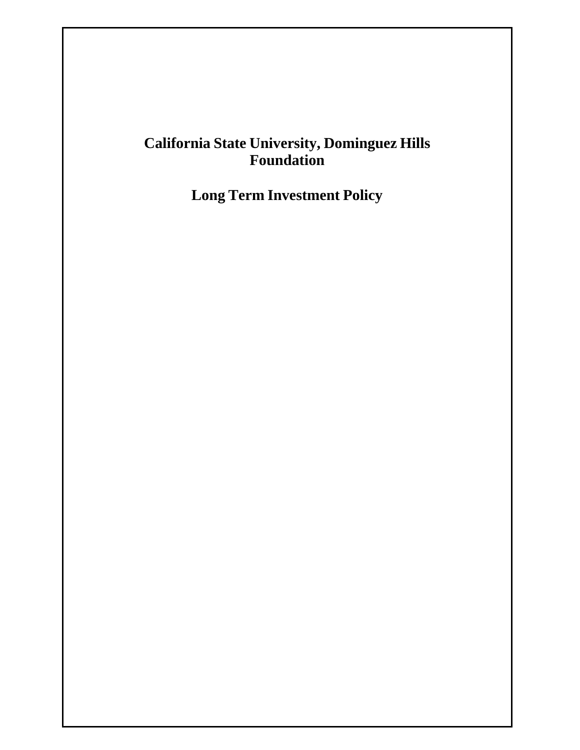# California State University, Dominguez Hills Foundation

## Long Term Investment Policy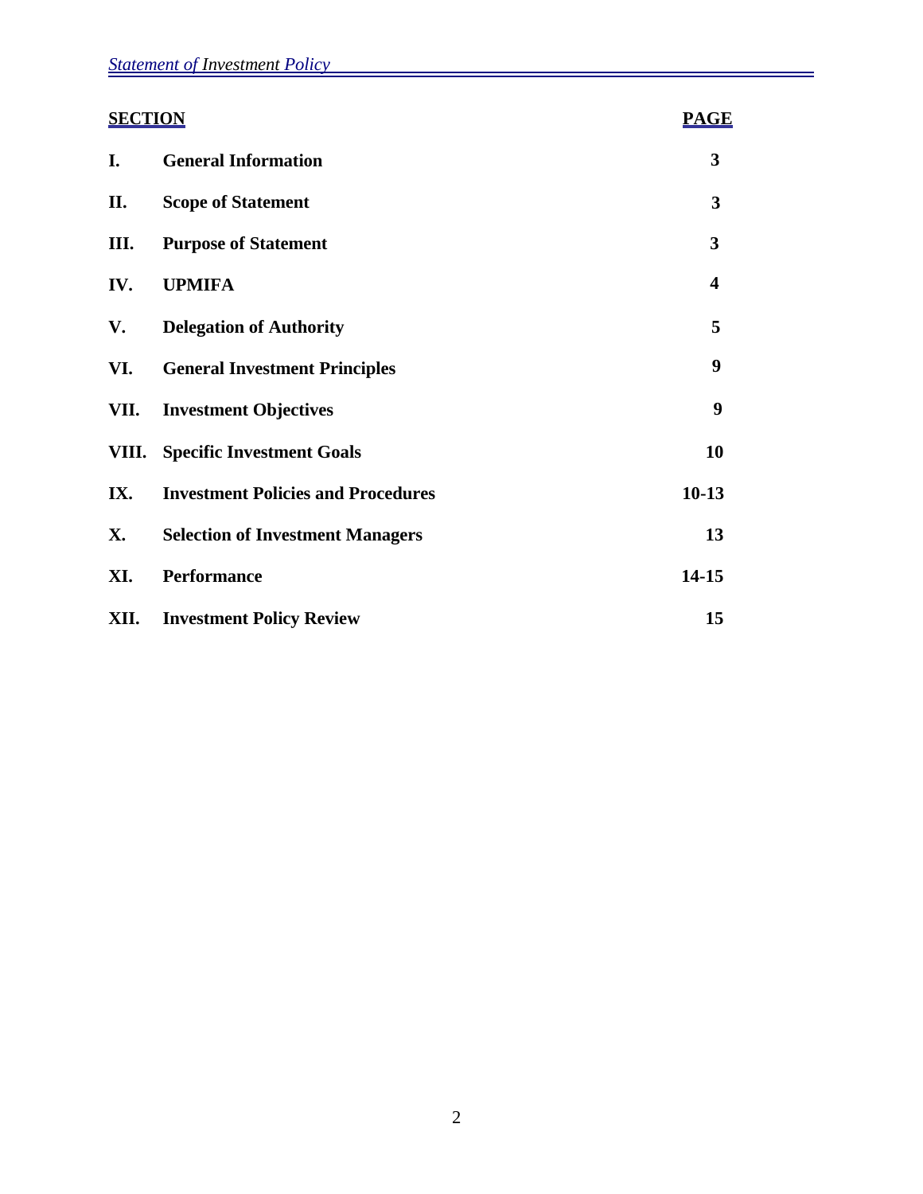| SECTION | | PAGE |
|---|---|---|
| **I.** | **General Information** | **3** |
| **II.** | **Scope of Statement** | **3** |
| **III.** | **Purpose of Statement** | **3** |
| **IV.** | **UPMIFA** | **4** |
| **V.** | **Delegation of Authority** | **5** |
| **VI.** | **General Investment Principles** | **9** |
| **VII.** | **Investment Objectives** | **9** |
| **VIII.** | **Specific Investment Goals** | **10** |
| **IX.** | **Investment Policies and Procedures** | **10-13** |
| **X.** | **Selection of Investment Managers** | **13** |
| **XI.** | **Performance** | **14-15** |
| **XII.** | **Investment Policy Review** | **15** |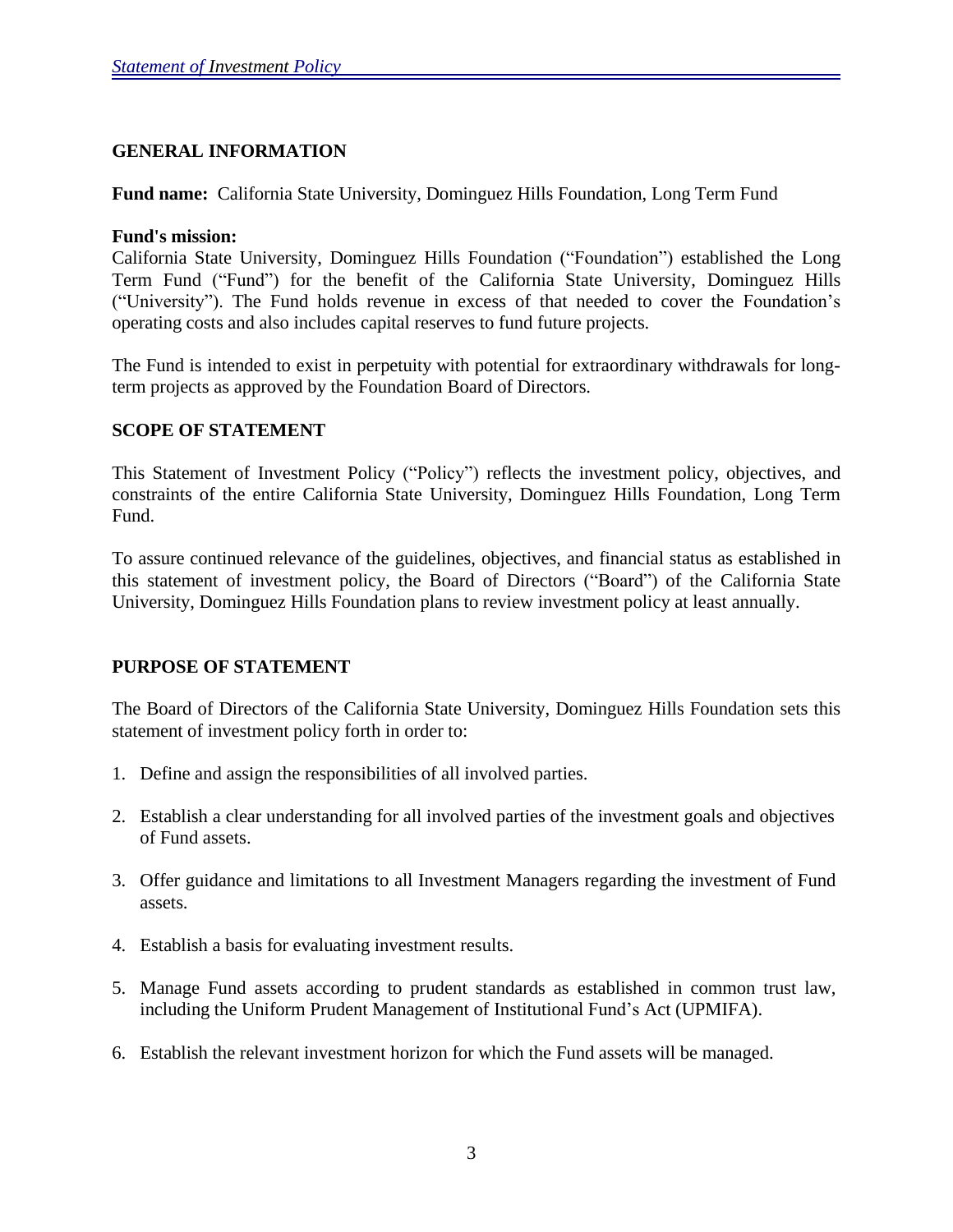## GENERAL INFORMATION

**Fund name:** California State University, Dominguez Hills Foundation, Long Term Fund

**Fund's mission:**
California State University, Dominguez Hills Foundation ("Foundation") established the Long Term Fund ("Fund") for the benefit of the California State University, Dominguez Hills ("University"). The Fund holds revenue in excess of that needed to cover the Foundation's operating costs and also includes capital reserves to fund future projects.

The Fund is intended to exist in perpetuity with potential for extraordinary withdrawals for long-term projects as approved by the Foundation Board of Directors.

## SCOPE OF STATEMENT

This Statement of Investment Policy ("Policy") reflects the investment policy, objectives, and constraints of the entire California State University, Dominguez Hills Foundation, Long Term Fund.

To assure continued relevance of the guidelines, objectives, and financial status as established in this statement of investment policy, the Board of Directors ("Board") of the California State University, Dominguez Hills Foundation plans to review investment policy at least annually.

## PURPOSE OF STATEMENT

The Board of Directors of the California State University, Dominguez Hills Foundation sets this statement of investment policy forth in order to:

1. Define and assign the responsibilities of all involved parties.

2. Establish a clear understanding for all involved parties of the investment goals and objectives of Fund assets.

3. Offer guidance and limitations to all Investment Managers regarding the investment of Fund assets.

4. Establish a basis for evaluating investment results.

5. Manage Fund assets according to prudent standards as established in common trust law, including the Uniform Prudent Management of Institutional Fund's Act (UPMIFA).

6. Establish the relevant investment horizon for which the Fund assets will be managed.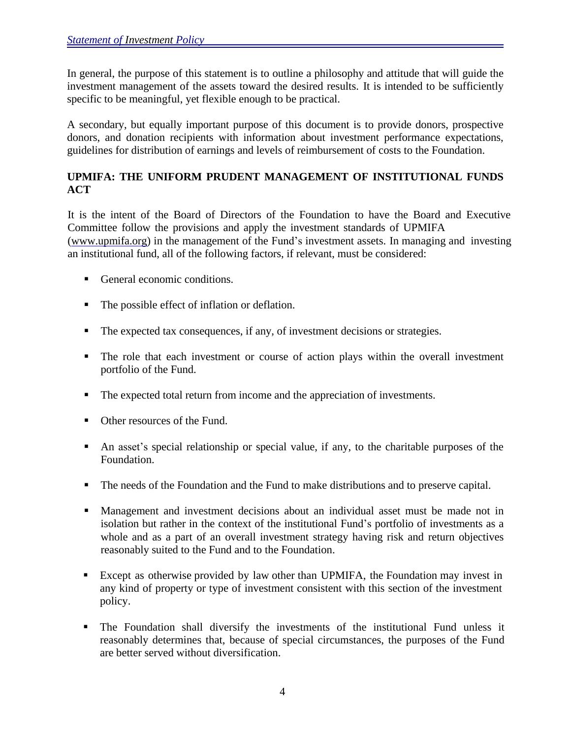In general, the purpose of this statement is to outline a philosophy and attitude that will guide the investment management of the assets toward the desired results. It is intended to be sufficiently specific to be meaningful, yet flexible enough to be practical.

A secondary, but equally important purpose of this document is to provide donors, prospective donors, and donation recipients with information about investment performance expectations, guidelines for distribution of earnings and levels of reimbursement of costs to the Foundation.

**UPMIFA: THE UNIFORM PRUDENT MANAGEMENT OF INSTITUTIONAL FUNDS ACT**

It is the intent of the Board of Directors of the Foundation to have the Board and Executive Committee follow the provisions and apply the investment standards of UPMIFA (www.upmifa.org) in the management of the Fund's investment assets. In managing and investing an institutional fund, all of the following factors, if relevant, must be considered:

- General economic conditions.
- The possible effect of inflation or deflation.
- The expected tax consequences, if any, of investment decisions or strategies.
- The role that each investment or course of action plays within the overall investment portfolio of the Fund.
- The expected total return from income and the appreciation of investments.
- Other resources of the Fund.
- An asset's special relationship or special value, if any, to the charitable purposes of the Foundation.
- The needs of the Foundation and the Fund to make distributions and to preserve capital.
- Management and investment decisions about an individual asset must be made not in isolation but rather in the context of the institutional Fund's portfolio of investments as a whole and as a part of an overall investment strategy having risk and return objectives reasonably suited to the Fund and to the Foundation.
- Except as otherwise provided by law other than UPMIFA, the Foundation may invest in any kind of property or type of investment consistent with this section of the investment policy.
- The Foundation shall diversify the investments of the institutional Fund unless it reasonably determines that, because of special circumstances, the purposes of the Fund are better served without diversification.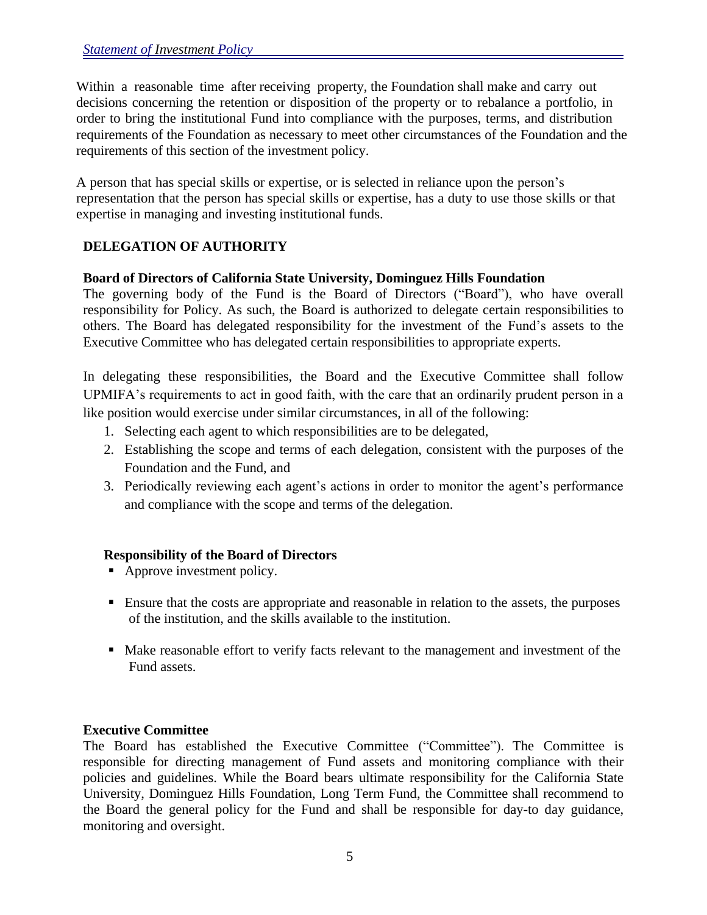Within a reasonable time after receiving property, the Foundation shall make and carry out decisions concerning the retention or disposition of the property or to rebalance a portfolio, in order to bring the institutional Fund into compliance with the purposes, terms, and distribution requirements of the Foundation as necessary to meet other circumstances of the Foundation and the requirements of this section of the investment policy.

A person that has special skills or expertise, or is selected in reliance upon the person's representation that the person has special skills or expertise, has a duty to use those skills or that expertise in managing and investing institutional funds.

## DELEGATION OF AUTHORITY

### Board of Directors of California State University, Dominguez Hills Foundation

The governing body of the Fund is the Board of Directors ("Board"), who have overall responsibility for Policy. As such, the Board is authorized to delegate certain responsibilities to others. The Board has delegated responsibility for the investment of the Fund's assets to the Executive Committee who has delegated certain responsibilities to appropriate experts.

In delegating these responsibilities, the Board and the Executive Committee shall follow UPMIFA's requirements to act in good faith, with the care that an ordinarily prudent person in a like position would exercise under similar circumstances, in all of the following:

1. Selecting each agent to which responsibilities are to be delegated,
2. Establishing the scope and terms of each delegation, consistent with the purposes of the Foundation and the Fund, and
3. Periodically reviewing each agent's actions in order to monitor the agent's performance and compliance with the scope and terms of the delegation.

### Responsibility of the Board of Directors

- Approve investment policy.
- Ensure that the costs are appropriate and reasonable in relation to the assets, the purposes of the institution, and the skills available to the institution.
- Make reasonable effort to verify facts relevant to the management and investment of the Fund assets.

### Executive Committee

The Board has established the Executive Committee ("Committee"). The Committee is responsible for directing management of Fund assets and monitoring compliance with their policies and guidelines. While the Board bears ultimate responsibility for the California State University, Dominguez Hills Foundation, Long Term Fund, the Committee shall recommend to the Board the general policy for the Fund and shall be responsible for day-to day guidance, monitoring and oversight.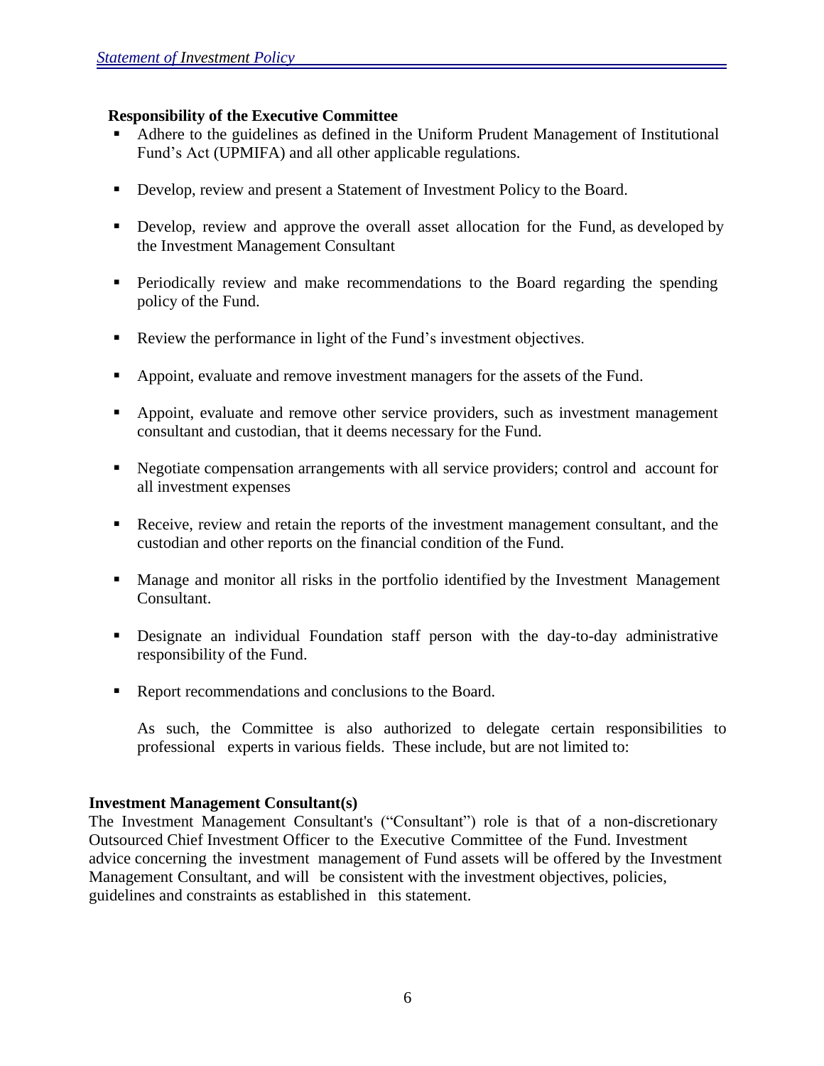**Responsibility of the Executive Committee**

- Adhere to the guidelines as defined in the Uniform Prudent Management of Institutional Fund's Act (UPMIFA) and all other applicable regulations.
- Develop, review and present a Statement of Investment Policy to the Board.
- Develop, review and approve the overall asset allocation for the Fund, as developed by the Investment Management Consultant
- Periodically review and make recommendations to the Board regarding the spending policy of the Fund.
- Review the performance in light of the Fund's investment objectives.
- Appoint, evaluate and remove investment managers for the assets of the Fund.
- Appoint, evaluate and remove other service providers, such as investment management consultant and custodian, that it deems necessary for the Fund.
- Negotiate compensation arrangements with all service providers; control and account for all investment expenses
- Receive, review and retain the reports of the investment management consultant, and the custodian and other reports on the financial condition of the Fund.
- Manage and monitor all risks in the portfolio identified by the Investment Management Consultant.
- Designate an individual Foundation staff person with the day-to-day administrative responsibility of the Fund.
- Report recommendations and conclusions to the Board.

As such, the Committee is also authorized to delegate certain responsibilities to professional experts in various fields. These include, but are not limited to:

**Investment Management Consultant(s)**

The Investment Management Consultant's ("Consultant") role is that of a non-discretionary Outsourced Chief Investment Officer to the Executive Committee of the Fund. Investment advice concerning the investment management of Fund assets will be offered by the Investment Management Consultant, and will be consistent with the investment objectives, policies, guidelines and constraints as established in this statement.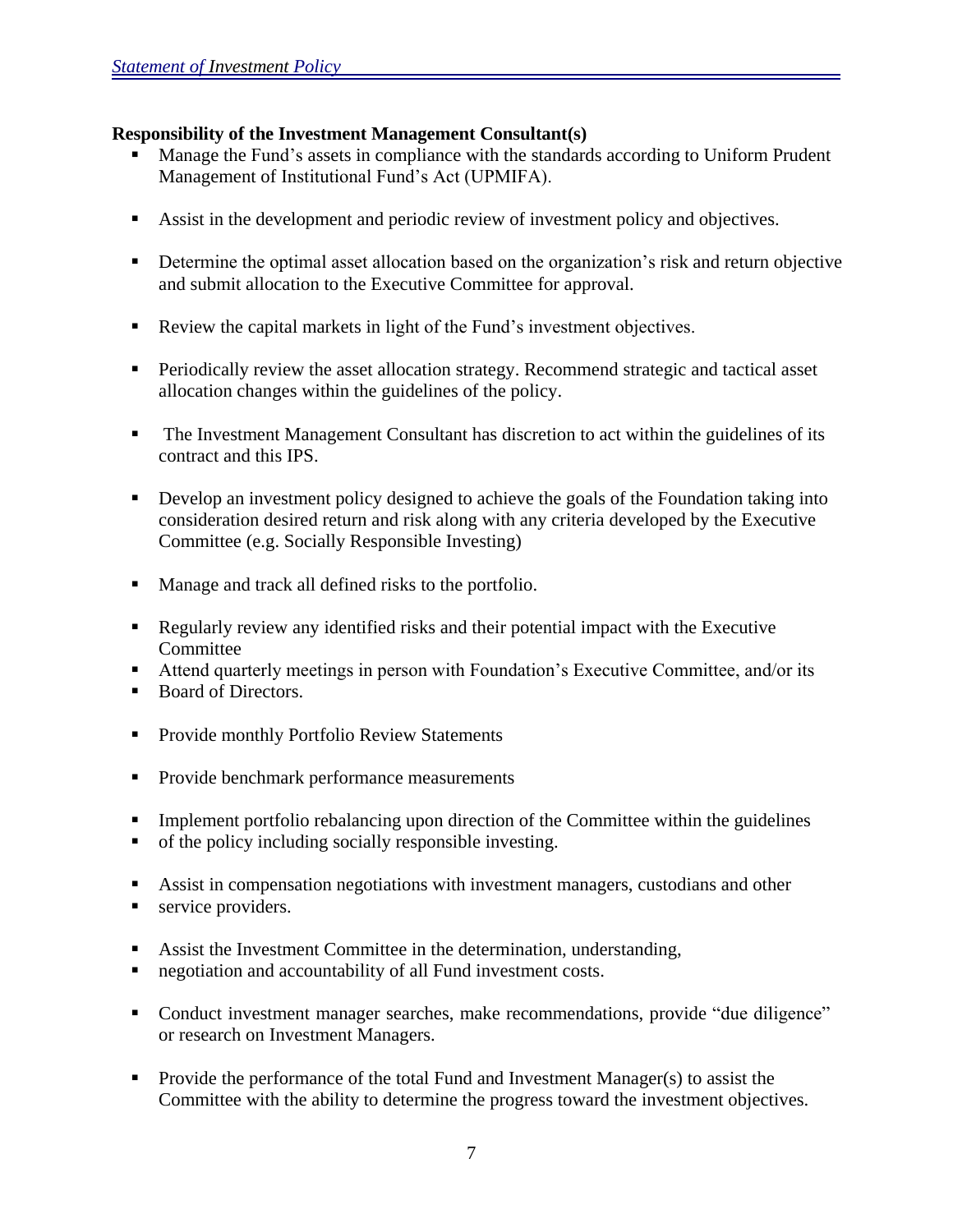**Responsibility of the Investment Management Consultant(s)**

- Manage the Fund's assets in compliance with the standards according to Uniform Prudent Management of Institutional Fund's Act (UPMIFA).
- Assist in the development and periodic review of investment policy and objectives.
- Determine the optimal asset allocation based on the organization's risk and return objective and submit allocation to the Executive Committee for approval.
- Review the capital markets in light of the Fund's investment objectives.
- Periodically review the asset allocation strategy. Recommend strategic and tactical asset allocation changes within the guidelines of the policy.
- The Investment Management Consultant has discretion to act within the guidelines of its contract and this IPS.
- Develop an investment policy designed to achieve the goals of the Foundation taking into consideration desired return and risk along with any criteria developed by the Executive Committee (e.g. Socially Responsible Investing)
- Manage and track all defined risks to the portfolio.
- Regularly review any identified risks and their potential impact with the Executive Committee
- Attend quarterly meetings in person with Foundation's Executive Committee, and/or its
- Board of Directors.
- Provide monthly Portfolio Review Statements
- Provide benchmark performance measurements
- Implement portfolio rebalancing upon direction of the Committee within the guidelines
- of the policy including socially responsible investing.
- Assist in compensation negotiations with investment managers, custodians and other
- service providers.
- Assist the Investment Committee in the determination, understanding,
- negotiation and accountability of all Fund investment costs.
- Conduct investment manager searches, make recommendations, provide "due diligence" or research on Investment Managers.
- Provide the performance of the total Fund and Investment Manager(s) to assist the Committee with the ability to determine the progress toward the investment objectives.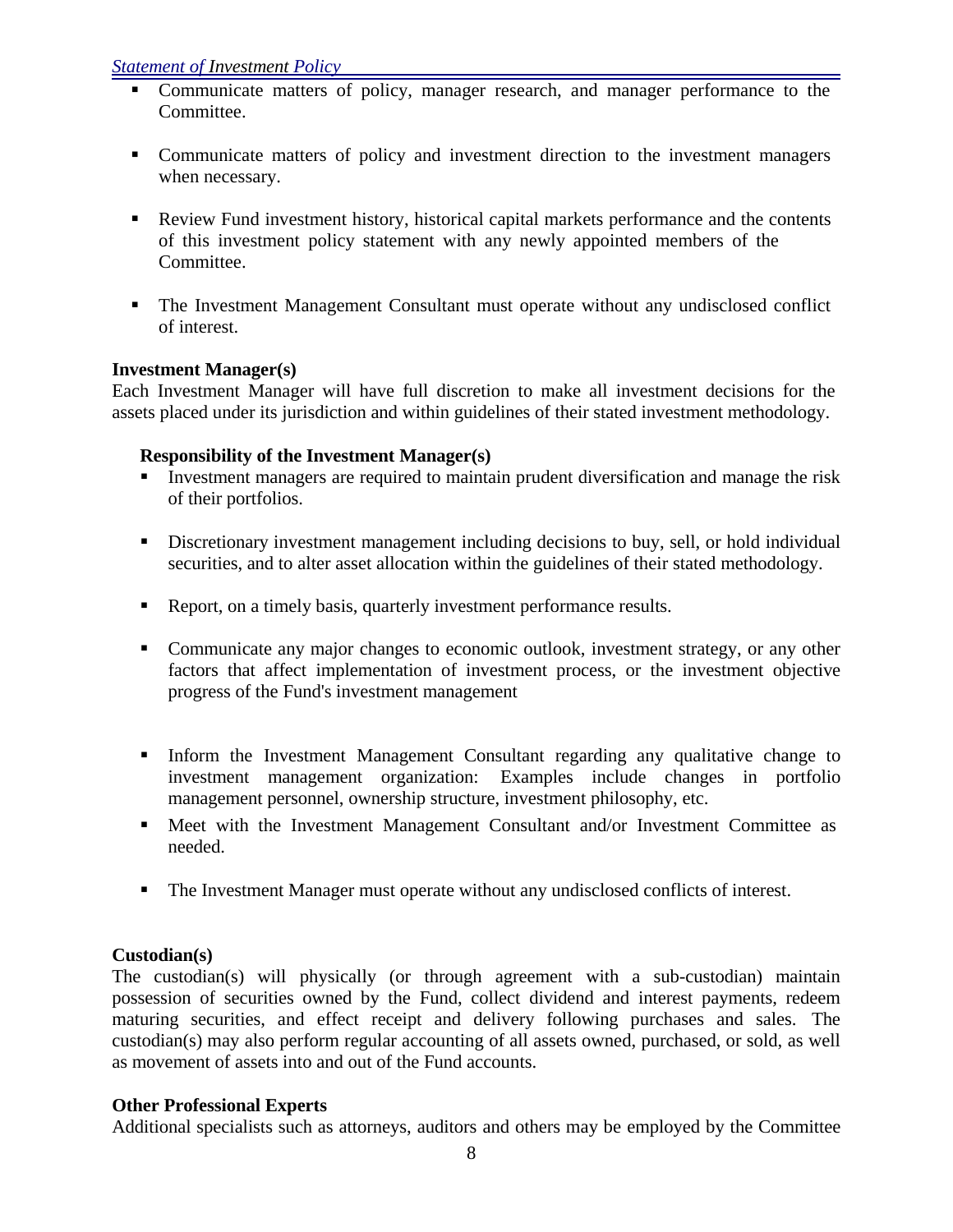- Communicate matters of policy, manager research, and manager performance to the Committee.

- Communicate matters of policy and investment direction to the investment managers when necessary.

- Review Fund investment history, historical capital markets performance and the contents of this investment policy statement with any newly appointed members of the Committee.

- The Investment Management Consultant must operate without any undisclosed conflict of interest.

**Investment Manager(s)**
Each Investment Manager will have full discretion to make all investment decisions for the assets placed under its jurisdiction and within guidelines of their stated investment methodology.

**Responsibility of the Investment Manager(s)**

- Investment managers are required to maintain prudent diversification and manage the risk of their portfolios.

- Discretionary investment management including decisions to buy, sell, or hold individual securities, and to alter asset allocation within the guidelines of their stated methodology.

- Report, on a timely basis, quarterly investment performance results.

- Communicate any major changes to economic outlook, investment strategy, or any other factors that affect implementation of investment process, or the investment objective progress of the Fund's investment management

- Inform the Investment Management Consultant regarding any qualitative change to investment management organization: Examples include changes in portfolio management personnel, ownership structure, investment philosophy, etc.
- Meet with the Investment Management Consultant and/or Investment Committee as needed.

- The Investment Manager must operate without any undisclosed conflicts of interest.

**Custodian(s)**
The custodian(s) will physically (or through agreement with a sub-custodian) maintain possession of securities owned by the Fund, collect dividend and interest payments, redeem maturing securities, and effect receipt and delivery following purchases and sales. The custodian(s) may also perform regular accounting of all assets owned, purchased, or sold, as well as movement of assets into and out of the Fund accounts.

**Other Professional Experts**
Additional specialists such as attorneys, auditors and others may be employed by the Committee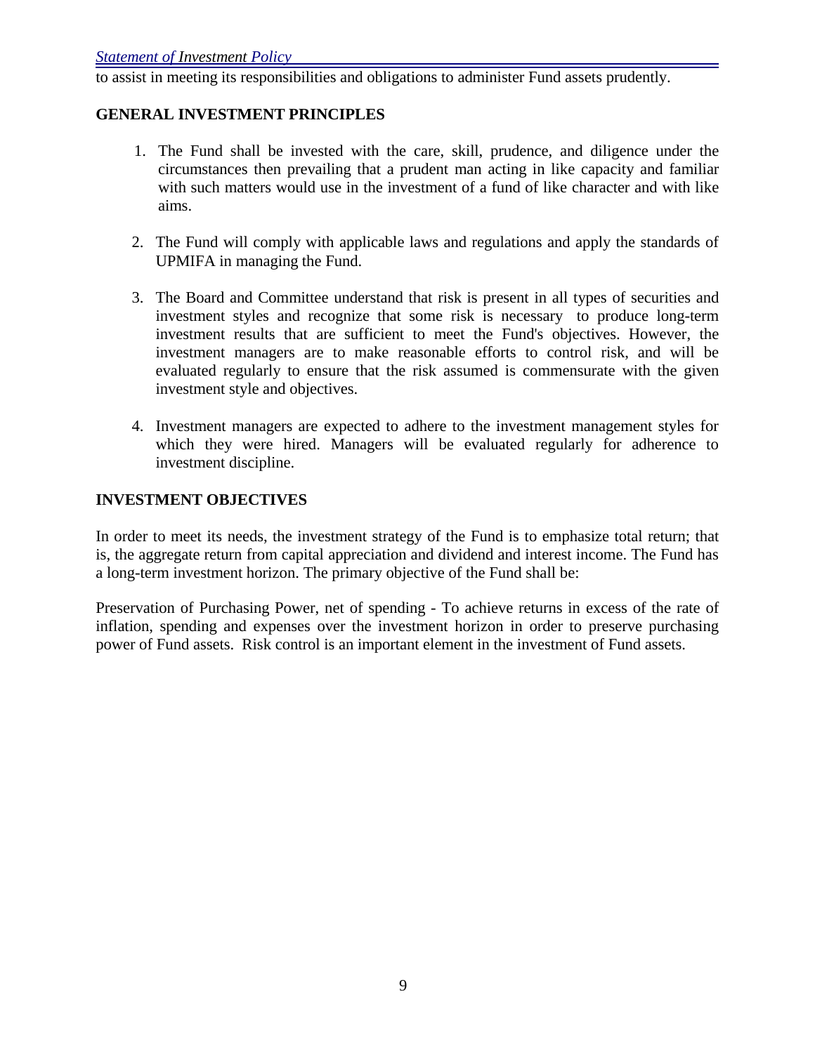to assist in meeting its responsibilities and obligations to administer Fund assets prudently.

## GENERAL INVESTMENT PRINCIPLES

1. The Fund shall be invested with the care, skill, prudence, and diligence under the circumstances then prevailing that a prudent man acting in like capacity and familiar with such matters would use in the investment of a fund of like character and with like aims.

2. The Fund will comply with applicable laws and regulations and apply the standards of UPMIFA in managing the Fund.

3. The Board and Committee understand that risk is present in all types of securities and investment styles and recognize that some risk is necessary to produce long-term investment results that are sufficient to meet the Fund's objectives. However, the investment managers are to make reasonable efforts to control risk, and will be evaluated regularly to ensure that the risk assumed is commensurate with the given investment style and objectives.

4. Investment managers are expected to adhere to the investment management styles for which they were hired. Managers will be evaluated regularly for adherence to investment discipline.

## INVESTMENT OBJECTIVES

In order to meet its needs, the investment strategy of the Fund is to emphasize total return; that is, the aggregate return from capital appreciation and dividend and interest income. The Fund has a long-term investment horizon. The primary objective of the Fund shall be:

Preservation of Purchasing Power, net of spending - To achieve returns in excess of the rate of inflation, spending and expenses over the investment horizon in order to preserve purchasing power of Fund assets. Risk control is an important element in the investment of Fund assets.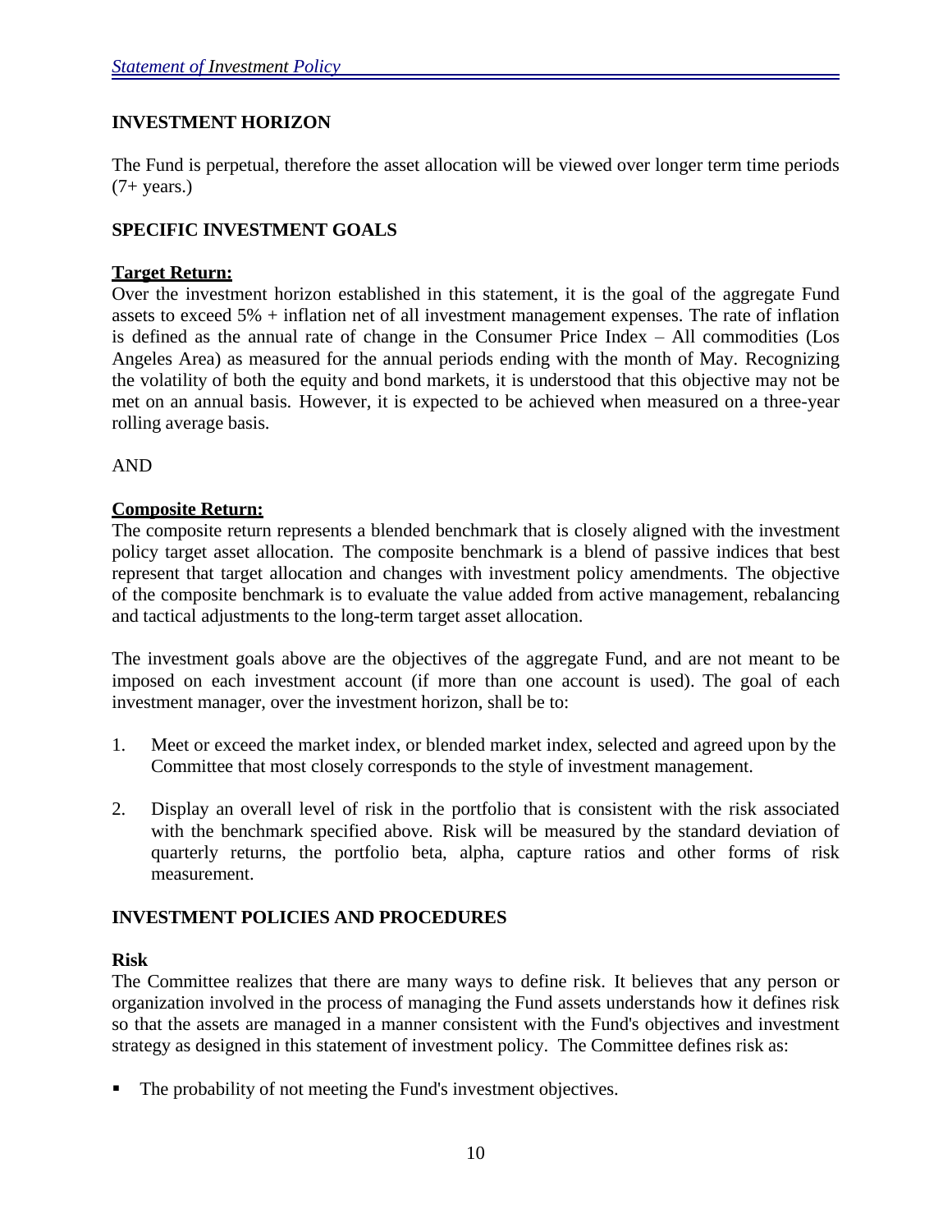## INVESTMENT HORIZON

The Fund is perpetual, therefore the asset allocation will be viewed over longer term time periods (7+ years.)

## SPECIFIC INVESTMENT GOALS

**Target Return:**

Over the investment horizon established in this statement, it is the goal of the aggregate Fund assets to exceed 5% + inflation net of all investment management expenses. The rate of inflation is defined as the annual rate of change in the Consumer Price Index – All commodities (Los Angeles Area) as measured for the annual periods ending with the month of May. Recognizing the volatility of both the equity and bond markets, it is understood that this objective may not be met on an annual basis. However, it is expected to be achieved when measured on a three-year rolling average basis.

AND

**Composite Return:**

The composite return represents a blended benchmark that is closely aligned with the investment policy target asset allocation. The composite benchmark is a blend of passive indices that best represent that target allocation and changes with investment policy amendments. The objective of the composite benchmark is to evaluate the value added from active management, rebalancing and tactical adjustments to the long-term target asset allocation.

The investment goals above are the objectives of the aggregate Fund, and are not meant to be imposed on each investment account (if more than one account is used). The goal of each investment manager, over the investment horizon, shall be to:

1. Meet or exceed the market index, or blended market index, selected and agreed upon by the Committee that most closely corresponds to the style of investment management.

2. Display an overall level of risk in the portfolio that is consistent with the risk associated with the benchmark specified above. Risk will be measured by the standard deviation of quarterly returns, the portfolio beta, alpha, capture ratios and other forms of risk measurement.

## INVESTMENT POLICIES AND PROCEDURES

**Risk**

The Committee realizes that there are many ways to define risk. It believes that any person or organization involved in the process of managing the Fund assets understands how it defines risk so that the assets are managed in a manner consistent with the Fund's objectives and investment strategy as designed in this statement of investment policy. The Committee defines risk as:

- The probability of not meeting the Fund's investment objectives.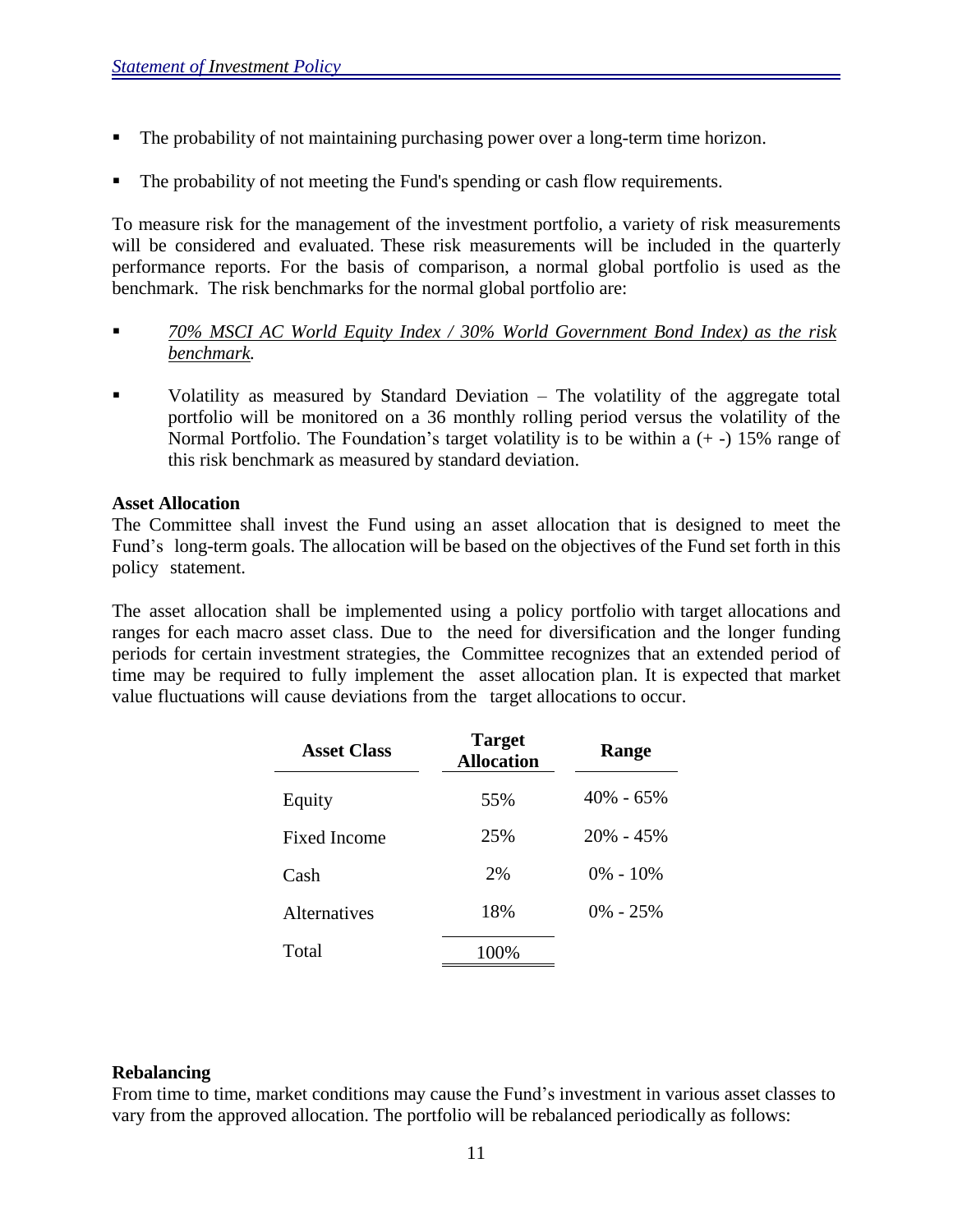- The probability of not maintaining purchasing power over a long-term time horizon.
- The probability of not meeting the Fund's spending or cash flow requirements.

To measure risk for the management of the investment portfolio, a variety of risk measurements will be considered and evaluated. These risk measurements will be included in the quarterly performance reports. For the basis of comparison, a normal global portfolio is used as the benchmark. The risk benchmarks for the normal global portfolio are:

- *70% MSCI AC World Equity Index / 30% World Government Bond Index) as the risk benchmark.*
- Volatility as measured by Standard Deviation – The volatility of the aggregate total portfolio will be monitored on a 36 monthly rolling period versus the volatility of the Normal Portfolio. The Foundation's target volatility is to be within a (+ -) 15% range of this risk benchmark as measured by standard deviation.

**Asset Allocation**

The Committee shall invest the Fund using an asset allocation that is designed to meet the Fund's long-term goals. The allocation will be based on the objectives of the Fund set forth in this policy statement.

The asset allocation shall be implemented using a policy portfolio with target allocations and ranges for each macro asset class. Due to the need for diversification and the longer funding periods for certain investment strategies, the Committee recognizes that an extended period of time may be required to fully implement the asset allocation plan. It is expected that market value fluctuations will cause deviations from the target allocations to occur.

| Asset Class | Target Allocation | Range |
|---|---|---|
| Equity | 55% | 40% - 65% |
| Fixed Income | 25% | 20% - 45% |
| Cash | 2% | 0% - 10% |
| Alternatives | 18% | 0% - 25% |
| Total | 100% | |

**Rebalancing**

From time to time, market conditions may cause the Fund's investment in various asset classes to vary from the approved allocation. The portfolio will be rebalanced periodically as follows: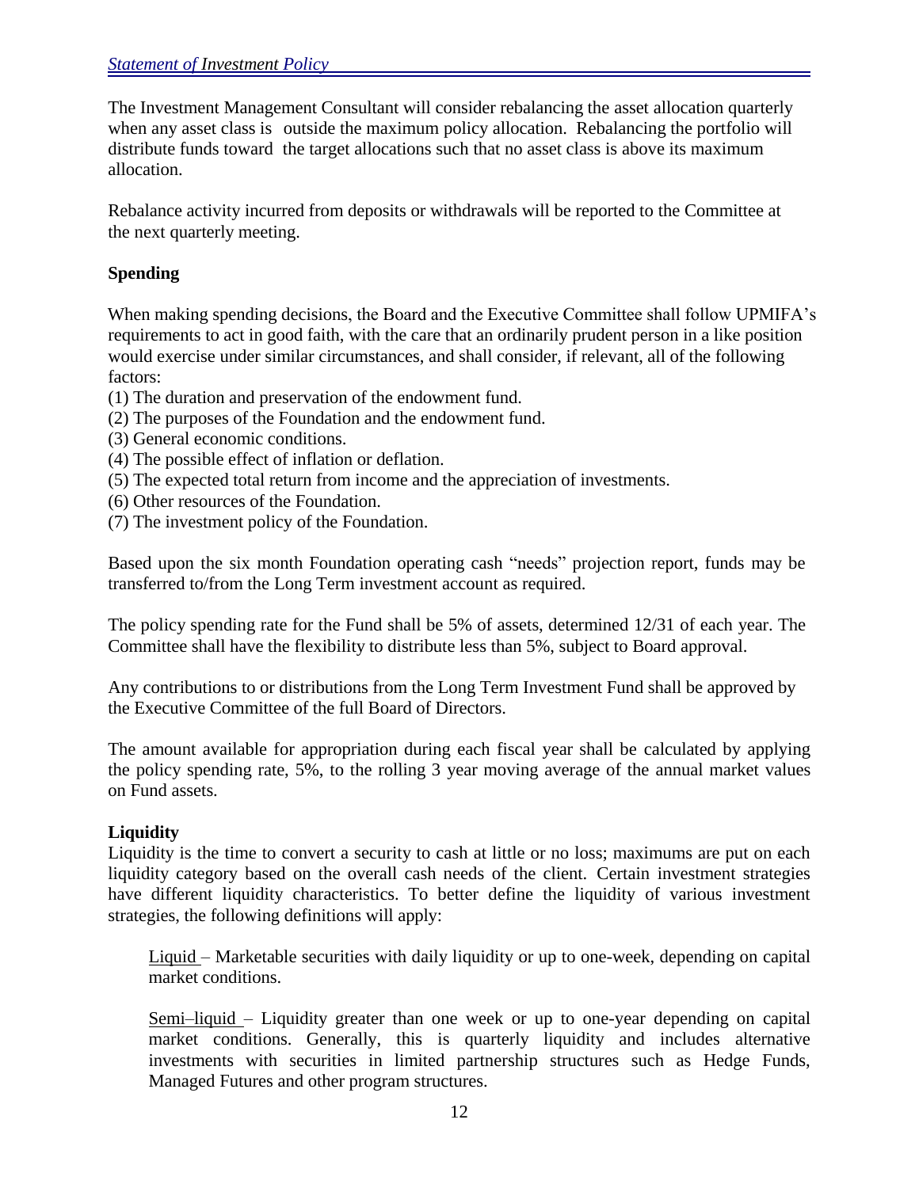The Investment Management Consultant will consider rebalancing the asset allocation quarterly when any asset class is outside the maximum policy allocation. Rebalancing the portfolio will distribute funds toward the target allocations such that no asset class is above its maximum allocation.

Rebalance activity incurred from deposits or withdrawals will be reported to the Committee at the next quarterly meeting.

**Spending**

When making spending decisions, the Board and the Executive Committee shall follow UPMIFA's requirements to act in good faith, with the care that an ordinarily prudent person in a like position would exercise under similar circumstances, and shall consider, if relevant, all of the following factors:

(1) The duration and preservation of the endowment fund.
(2) The purposes of the Foundation and the endowment fund.
(3) General economic conditions.
(4) The possible effect of inflation or deflation.
(5) The expected total return from income and the appreciation of investments.
(6) Other resources of the Foundation.
(7) The investment policy of the Foundation.

Based upon the six month Foundation operating cash "needs" projection report, funds may be transferred to/from the Long Term investment account as required.

The policy spending rate for the Fund shall be 5% of assets, determined 12/31 of each year. The Committee shall have the flexibility to distribute less than 5%, subject to Board approval.

Any contributions to or distributions from the Long Term Investment Fund shall be approved by the Executive Committee of the full Board of Directors.

The amount available for appropriation during each fiscal year shall be calculated by applying the policy spending rate, 5%, to the rolling 3 year moving average of the annual market values on Fund assets.

**Liquidity**

Liquidity is the time to convert a security to cash at little or no loss; maximums are put on each liquidity category based on the overall cash needs of the client. Certain investment strategies have different liquidity characteristics. To better define the liquidity of various investment strategies, the following definitions will apply:

> Liquid – Marketable securities with daily liquidity or up to one-week, depending on capital market conditions.
>
> Semi–liquid – Liquidity greater than one week or up to one-year depending on capital market conditions. Generally, this is quarterly liquidity and includes alternative investments with securities in limited partnership structures such as Hedge Funds, Managed Futures and other program structures.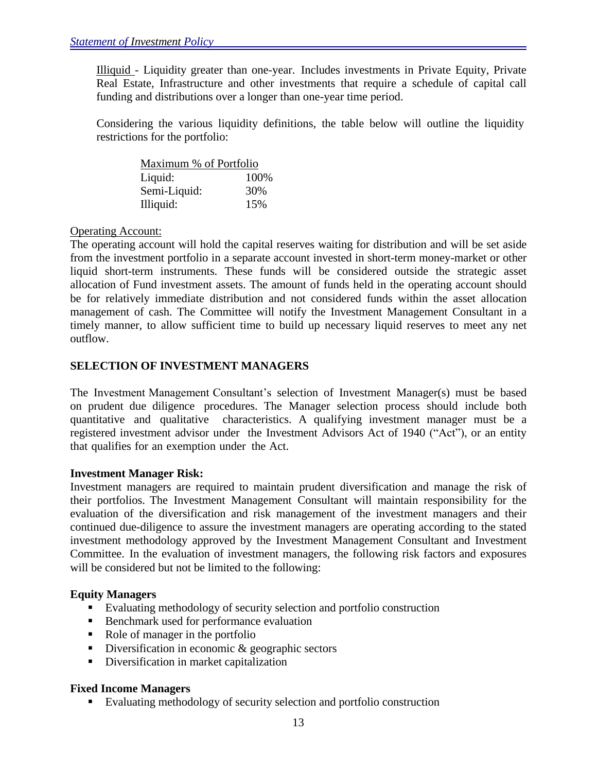Illiquid - Liquidity greater than one-year. Includes investments in Private Equity, Private Real Estate, Infrastructure and other investments that require a schedule of capital call funding and distributions over a longer than one-year time period.

Considering the various liquidity definitions, the table below will outline the liquidity restrictions for the portfolio:

| Maximum % of Portfolio | |
|---|---|
| Liquid: | 100% |
| Semi-Liquid: | 30% |
| Illiquid: | 15% |

Operating Account:

The operating account will hold the capital reserves waiting for distribution and will be set aside from the investment portfolio in a separate account invested in short-term money-market or other liquid short-term instruments. These funds will be considered outside the strategic asset allocation of Fund investment assets. The amount of funds held in the operating account should be for relatively immediate distribution and not considered funds within the asset allocation management of cash. The Committee will notify the Investment Management Consultant in a timely manner, to allow sufficient time to build up necessary liquid reserves to meet any net outflow.

## SELECTION OF INVESTMENT MANAGERS

The Investment Management Consultant's selection of Investment Manager(s) must be based on prudent due diligence procedures. The Manager selection process should include both quantitative and qualitative characteristics. A qualifying investment manager must be a registered investment advisor under the Investment Advisors Act of 1940 ("Act"), or an entity that qualifies for an exemption under the Act.

**Investment Manager Risk:**

Investment managers are required to maintain prudent diversification and manage the risk of their portfolios. The Investment Management Consultant will maintain responsibility for the evaluation of the diversification and risk management of the investment managers and their continued due-diligence to assure the investment managers are operating according to the stated investment methodology approved by the Investment Management Consultant and Investment Committee. In the evaluation of investment managers, the following risk factors and exposures will be considered but not be limited to the following:

**Equity Managers**

- Evaluating methodology of security selection and portfolio construction
- Benchmark used for performance evaluation
- Role of manager in the portfolio
- Diversification in economic & geographic sectors
- Diversification in market capitalization

**Fixed Income Managers**

- Evaluating methodology of security selection and portfolio construction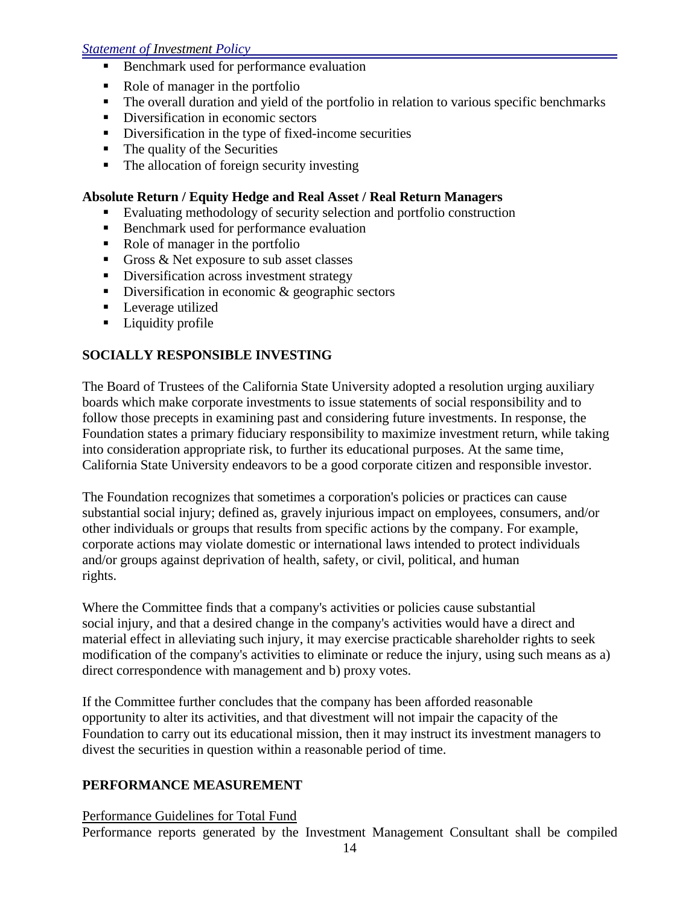- Benchmark used for performance evaluation
- Role of manager in the portfolio
- The overall duration and yield of the portfolio in relation to various specific benchmarks
- Diversification in economic sectors
- Diversification in the type of fixed-income securities
- The quality of the Securities
- The allocation of foreign security investing

**Absolute Return / Equity Hedge and Real Asset / Real Return Managers**

- Evaluating methodology of security selection and portfolio construction
- Benchmark used for performance evaluation
- Role of manager in the portfolio
- Gross & Net exposure to sub asset classes
- Diversification across investment strategy
- Diversification in economic & geographic sectors
- Leverage utilized
- Liquidity profile

## SOCIALLY RESPONSIBLE INVESTING

The Board of Trustees of the California State University adopted a resolution urging auxiliary boards which make corporate investments to issue statements of social responsibility and to follow those precepts in examining past and considering future investments. In response, the Foundation states a primary fiduciary responsibility to maximize investment return, while taking into consideration appropriate risk, to further its educational purposes. At the same time, California State University endeavors to be a good corporate citizen and responsible investor.

The Foundation recognizes that sometimes a corporation's policies or practices can cause substantial social injury; defined as, gravely injurious impact on employees, consumers, and/or other individuals or groups that results from specific actions by the company. For example, corporate actions may violate domestic or international laws intended to protect individuals and/or groups against deprivation of health, safety, or civil, political, and human rights.

Where the Committee finds that a company's activities or policies cause substantial social injury, and that a desired change in the company's activities would have a direct and material effect in alleviating such injury, it may exercise practicable shareholder rights to seek modification of the company's activities to eliminate or reduce the injury, using such means as a) direct correspondence with management and b) proxy votes.

If the Committee further concludes that the company has been afforded reasonable opportunity to alter its activities, and that divestment will not impair the capacity of the Foundation to carry out its educational mission, then it may instruct its investment managers to divest the securities in question within a reasonable period of time.

## PERFORMANCE MEASUREMENT

Performance Guidelines for Total Fund

Performance reports generated by the Investment Management Consultant shall be compiled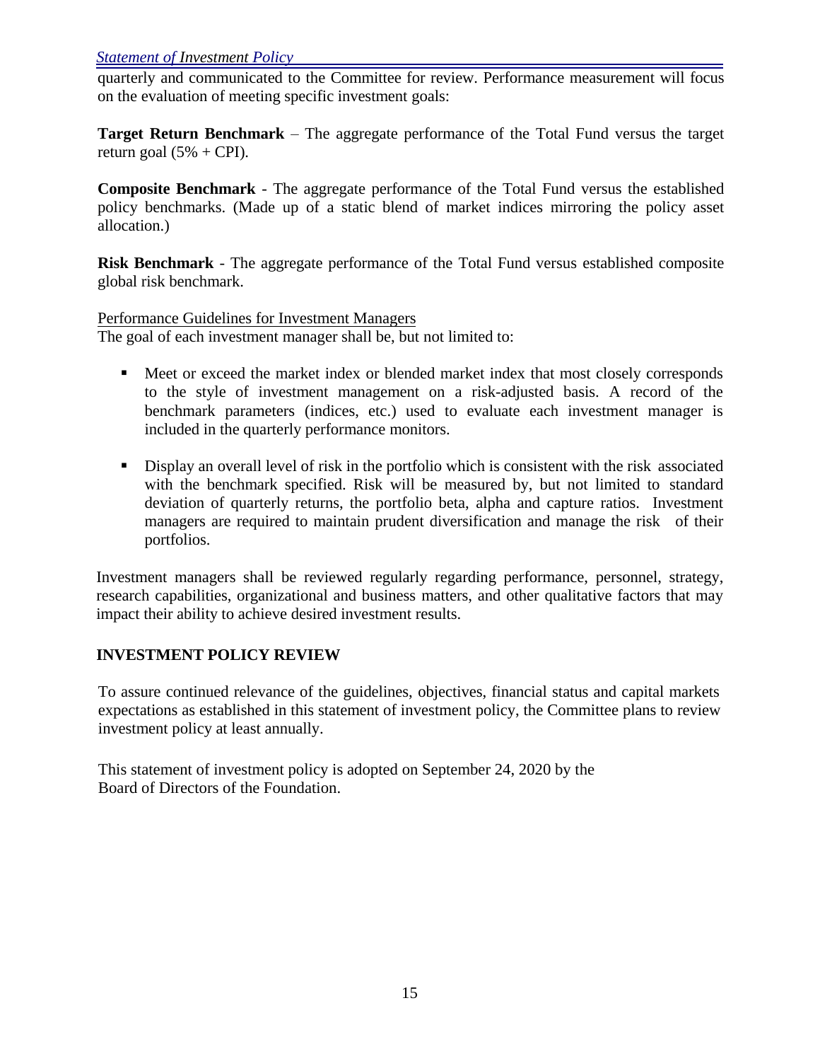quarterly and communicated to the Committee for review. Performance measurement will focus on the evaluation of meeting specific investment goals:

**Target Return Benchmark** – The aggregate performance of the Total Fund versus the target return goal (5% + CPI).

**Composite Benchmark** - The aggregate performance of the Total Fund versus the established policy benchmarks. (Made up of a static blend of market indices mirroring the policy asset allocation.)

**Risk Benchmark** - The aggregate performance of the Total Fund versus established composite global risk benchmark.

Performance Guidelines for Investment Managers

The goal of each investment manager shall be, but not limited to:

- Meet or exceed the market index or blended market index that most closely corresponds to the style of investment management on a risk-adjusted basis. A record of the benchmark parameters (indices, etc.) used to evaluate each investment manager is included in the quarterly performance monitors.
- Display an overall level of risk in the portfolio which is consistent with the risk associated with the benchmark specified. Risk will be measured by, but not limited to standard deviation of quarterly returns, the portfolio beta, alpha and capture ratios. Investment managers are required to maintain prudent diversification and manage the risk of their portfolios.

Investment managers shall be reviewed regularly regarding performance, personnel, strategy, research capabilities, organizational and business matters, and other qualitative factors that may impact their ability to achieve desired investment results.

## INVESTMENT POLICY REVIEW

To assure continued relevance of the guidelines, objectives, financial status and capital markets expectations as established in this statement of investment policy, the Committee plans to review investment policy at least annually.

This statement of investment policy is adopted on September 24, 2020 by the Board of Directors of the Foundation.